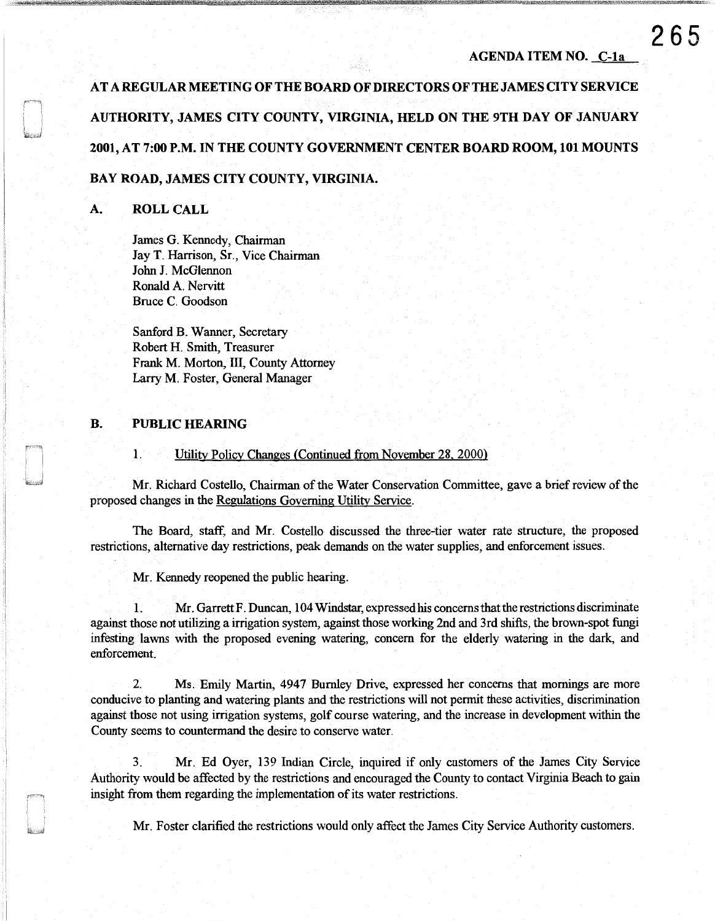AGENDA ITEM NO. C-1a

**AT A REGULAR MEETING OF THE BOARD OF DIRECTORS OF THE JAMES CITY SERVICE AUTHORITY, JAMES CITY COUNTY, VIRGINIA, HELD ON THE 9TH DAY OF JANUARY 2001, AT 7:00 P.M. IN THE COUNTY GOVERNMENT CENTER BOARD ROOM, 101 MOUNTS BAY ROAD, JAMES CITY COUNTY, VIRGINIA.**

## A. ROLL CALL

James G. Kennedy, Chairman
Jay T. Harrison, Sr., Vice Chairman
John J. McGlennon
Ronald A. Nervitt
Bruce C. Goodson

Sanford B. Wanner, Secretary
Robert H. Smith, Treasurer
Frank M. Morton, III, County Attorney
Larry M. Foster, General Manager

## B. PUBLIC HEARING

1. Utility Policy Changes (Continued from November 28, 2000)

Mr. Richard Costello, Chairman of the Water Conservation Committee, gave a brief review of the proposed changes in the Regulations Governing Utility Service.

The Board, staff, and Mr. Costello discussed the three-tier water rate structure, the proposed restrictions, alternative day restrictions, peak demands on the water supplies, and enforcement issues.

Mr. Kennedy reopened the public hearing.

1. Mr. Garrett F. Duncan, 104 Windstar, expressed his concerns that the restrictions discriminate against those not utilizing a irrigation system, against those working 2nd and 3rd shifts, the brown-spot fungi infesting lawns with the proposed evening watering, concern for the elderly watering in the dark, and enforcement.

2. Ms. Emily Martin, 4947 Burnley Drive, expressed her concerns that mornings are more conducive to planting and watering plants and the restrictions will not permit these activities, discrimination against those not using irrigation systems, golf course watering, and the increase in development within the County seems to countermand the desire to conserve water.

3. Mr. Ed Oyer, 139 Indian Circle, inquired if only customers of the James City Service Authority would be affected by the restrictions and encouraged the County to contact Virginia Beach to gain insight from them regarding the implementation of its water restrictions.

Mr. Foster clarified the restrictions would only affect the James City Service Authority customers.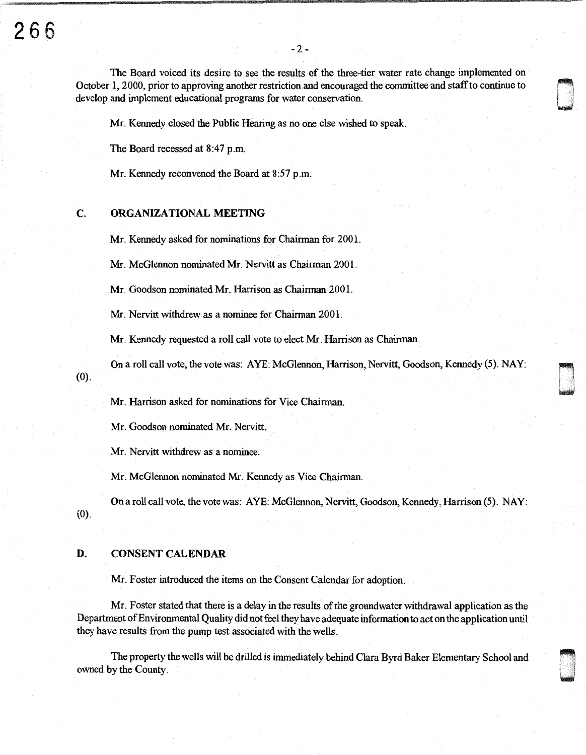The Board voiced its desire to see the results of the three-tier water rate change implemented on October 1, 2000, prior to approving another restriction and encouraged the committee and staff to continue to develop and implement educational programs for water conservation.

Mr. Kennedy closed the Public Hearing as no one else wished to speak.

The Board recessed at 8:47 p.m.

Mr. Kennedy reconvened the Board at 8:57 p.m.

## C. ORGANIZATIONAL MEETING

Mr. Kennedy asked for nominations for Chairman for 2001.

Mr. McGlennon nominated Mr. Nervitt as Chairman 2001.

Mr. Goodson nominated Mr. Harrison as Chairman 2001.

Mr. Nervitt withdrew as a nominee for Chairman 2001.

Mr. Kennedy requested a roll call vote to elect Mr. Harrison as Chairman.

On a roll call vote, the vote was: AYE: McGlennon, Harrison, Nervitt, Goodson, Kennedy (5). NAY: (0).

Mr. Harrison asked for nominations for Vice Chairman.

Mr. Goodson nominated Mr. Nervitt.

Mr. Nervitt withdrew as a nominee.

Mr. McGlennon nominated Mr. Kennedy as Vice Chairman.

On a roll call vote, the vote was: AYE: McGlennon, Nervitt, Goodson, Kennedy, Harrison (5). NAY: (0).

## D. CONSENT CALENDAR

Mr. Foster introduced the items on the Consent Calendar for adoption.

Mr. Foster stated that there is a delay in the results of the groundwater withdrawal application as the Department of Environmental Quality did not feel they have adequate information to act on the application until they have results from the pump test associated with the wells.

The property the wells will be drilled is immediately behind Clara Byrd Baker Elementary School and owned by the County.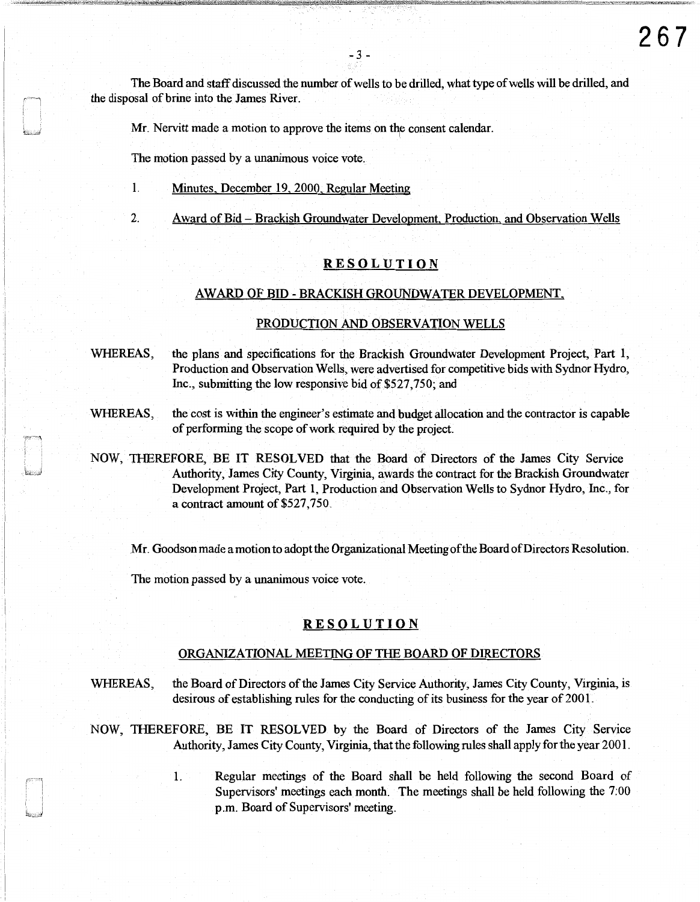The Board and staff discussed the number of wells to be drilled, what type of wells will be drilled, and the disposal of brine into the James River.

Mr. Nervitt made a motion to approve the items on the consent calendar.

The motion passed by a unanimous voice vote.

1. Minutes, December 19, 2000, Regular Meeting

2. Award of Bid – Brackish Groundwater Development, Production, and Observation Wells

## RESOLUTION

### AWARD OF BID - BRACKISH GROUNDWATER DEVELOPMENT, PRODUCTION AND OBSERVATION WELLS

WHEREAS, the plans and specifications for the Brackish Groundwater Development Project, Part 1, Production and Observation Wells, were advertised for competitive bids with Sydnor Hydro, Inc., submitting the low responsive bid of $527,750; and

WHEREAS, the cost is within the engineer's estimate and budget allocation and the contractor is capable of performing the scope of work required by the project.

NOW, THEREFORE, BE IT RESOLVED that the Board of Directors of the James City Service Authority, James City County, Virginia, awards the contract for the Brackish Groundwater Development Project, Part 1, Production and Observation Wells to Sydnor Hydro, Inc., for a contract amount of $527,750.

Mr. Goodson made a motion to adopt the Organizational Meeting of the Board of Directors Resolution.

The motion passed by a unanimous voice vote.

## RESOLUTION

### ORGANIZATIONAL MEETING OF THE BOARD OF DIRECTORS

WHEREAS, the Board of Directors of the James City Service Authority, James City County, Virginia, is desirous of establishing rules for the conducting of its business for the year of 2001.

NOW, THEREFORE, BE IT RESOLVED by the Board of Directors of the James City Service Authority, James City County, Virginia, that the following rules shall apply for the year 2001.

1. Regular meetings of the Board shall be held following the second Board of Supervisors' meetings each month. The meetings shall be held following the 7:00 p.m. Board of Supervisors' meeting.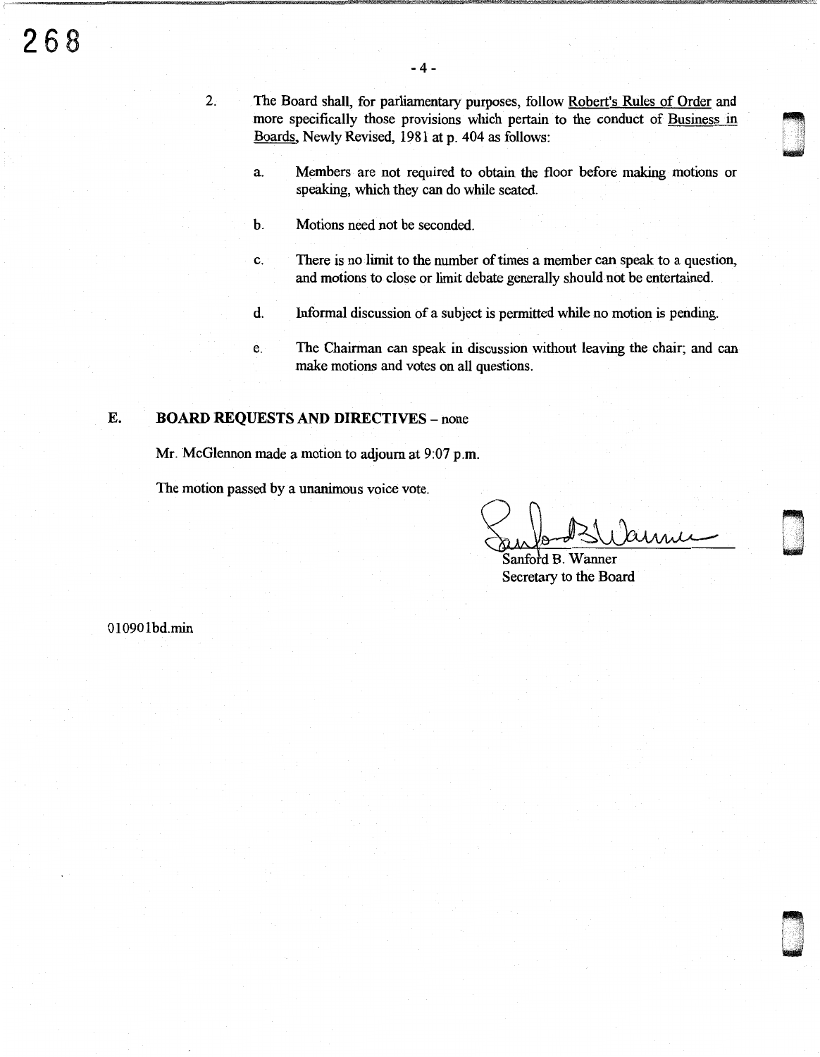2. The Board shall, for parliamentary purposes, follow Robert's Rules of Order and more specifically those provisions which pertain to the conduct of Business in Boards, Newly Revised, 1981 at p. 404 as follows:

   a. Members are not required to obtain the floor before making motions or speaking, which they can do while seated.

   b. Motions need not be seconded.

   c. There is no limit to the number of times a member can speak to a question, and motions to close or limit debate generally should not be entertained.

   d. Informal discussion of a subject is permitted while no motion is pending.

   e. The Chairman can speak in discussion without leaving the chair; and can make motions and votes on all questions.

## E. BOARD REQUESTS AND DIRECTIVES – none

Mr. McGlennon made a motion to adjourn at 9:07 p.m.

The motion passed by a unanimous voice vote.

Sanford B. Wanner
Secretary to the Board

010901bd.min